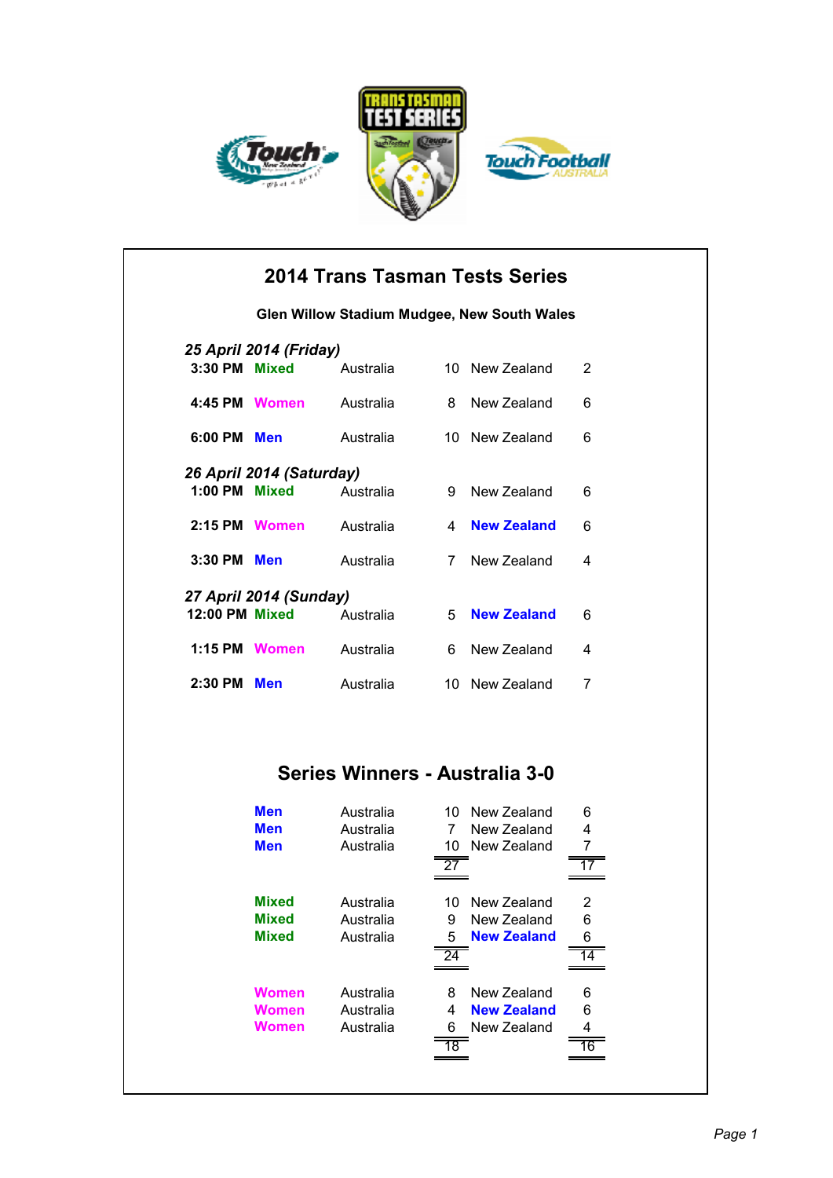# 2014 Trans Tasman Tests Series

**Glen Willow Stadium Mudgee, New South Wales**

***25 April 2014 (Friday)***

| Time | Division | Team | Score | Team | Score |
|---|---|---|---|---|---|
| **3:30 PM** | **Mixed** | Australia | 10 | New Zealand | 2 |
| **4:45 PM** | **Women** | Australia | 8 | New Zealand | 6 |
| **6:00 PM** | **Men** | Australia | 10 | New Zealand | 6 |

***26 April 2014 (Saturday)***

| Time | Division | Team | Score | Team | Score |
|---|---|---|---|---|---|
| **1:00 PM** | **Mixed** | Australia | 9 | New Zealand | 6 |
| **2:15 PM** | **Women** | Australia | 4 | **New Zealand** | 6 |
| **3:30 PM** | **Men** | Australia | 7 | New Zealand | 4 |

***27 April 2014 (Sunday)***

| Time | Division | Team | Score | Team | Score |
|---|---|---|---|---|---|
| **12:00 PM** | **Mixed** | Australia | 5 | **New Zealand** | 6 |
| **1:15 PM** | **Women** | Australia | 6 | New Zealand | 4 |
| **2:30 PM** | **Men** | Australia | 10 | New Zealand | 7 |

## Series Winners - Australia 3-0

| Division | Team | Score | Team | Score |
|---|---|---|---|---|
| **Men** | Australia | 10 | New Zealand | 6 |
| **Men** | Australia | 7 | New Zealand | 4 |
| **Men** | Australia | 10 | New Zealand | 7 |
| | | 27 | | 17 |
| **Mixed** | Australia | 10 | New Zealand | 2 |
| **Mixed** | Australia | 9 | New Zealand | 6 |
| **Mixed** | Australia | 5 | **New Zealand** | 6 |
| | | 24 | | 14 |
| **Women** | Australia | 8 | New Zealand | 6 |
| **Women** | Australia | 4 | **New Zealand** | 6 |
| **Women** | Australia | 6 | New Zealand | 4 |
| | | 18 | | 16 |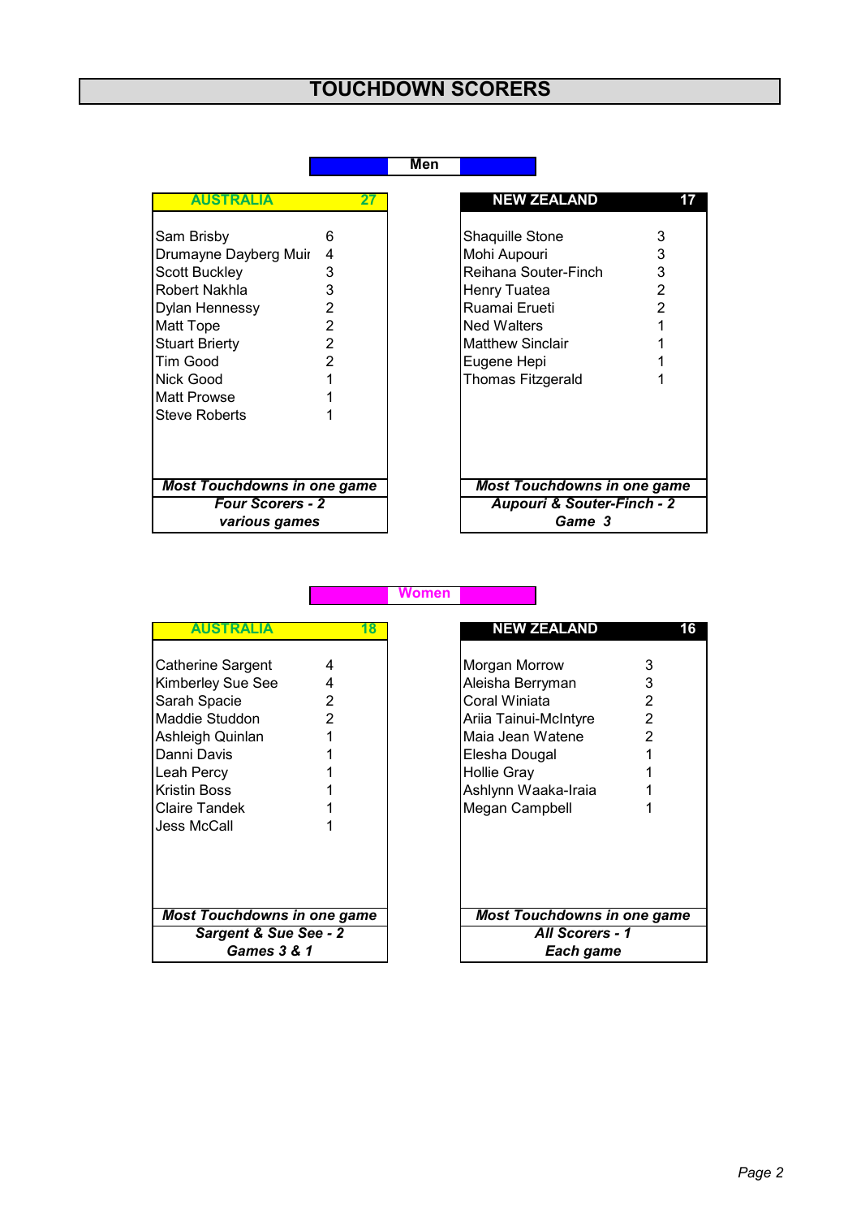# TOUCHDOWN SCORERS

## Men

| AUSTRALIA | 27 |
|---|---|
| Sam Brisby | 6 |
| Drumayne Dayberg Muir | 4 |
| Scott Buckley | 3 |
| Robert Nakhla | 3 |
| Dylan Hennessy | 2 |
| Matt Tope | 2 |
| Stuart Brierty | 2 |
| Tim Good | 2 |
| Nick Good | 1 |
| Matt Prowse | 1 |
| Steve Roberts | 1 |

***Most Touchdowns in one game***
***Four Scorers - 2***
***various games***

| NEW ZEALAND | 17 |
|---|---|
| Shaquille Stone | 3 |
| Mohi Aupouri | 3 |
| Reihana Souter-Finch | 3 |
| Henry Tuatea | 2 |
| Ruamai Erueti | 2 |
| Ned Walters | 1 |
| Matthew Sinclair | 1 |
| Eugene Hepi | 1 |
| Thomas Fitzgerald | 1 |

***Most Touchdowns in one game***
***Aupouri & Souter-Finch - 2***
***Game 3***

## Women

| AUSTRALIA | 18 |
|---|---|
| Catherine Sargent | 4 |
| Kimberley Sue See | 4 |
| Sarah Spacie | 2 |
| Maddie Studdon | 2 |
| Ashleigh Quinlan | 1 |
| Danni Davis | 1 |
| Leah Percy | 1 |
| Kristin Boss | 1 |
| Claire Tandek | 1 |
| Jess McCall | 1 |

***Most Touchdowns in one game***
***Sargent & Sue See - 2***
***Games 3 & 1***

| NEW ZEALAND | 16 |
|---|---|
| Morgan Morrow | 3 |
| Aleisha Berryman | 3 |
| Coral Winiata | 2 |
| Ariia Tainui-McIntyre | 2 |
| Maia Jean Watene | 2 |
| Elesha Dougal | 1 |
| Hollie Gray | 1 |
| Ashlynn Waaka-Iraia | 1 |
| Megan Campbell | 1 |

***Most Touchdowns in one game***
***All Scorers - 1***
***Each game***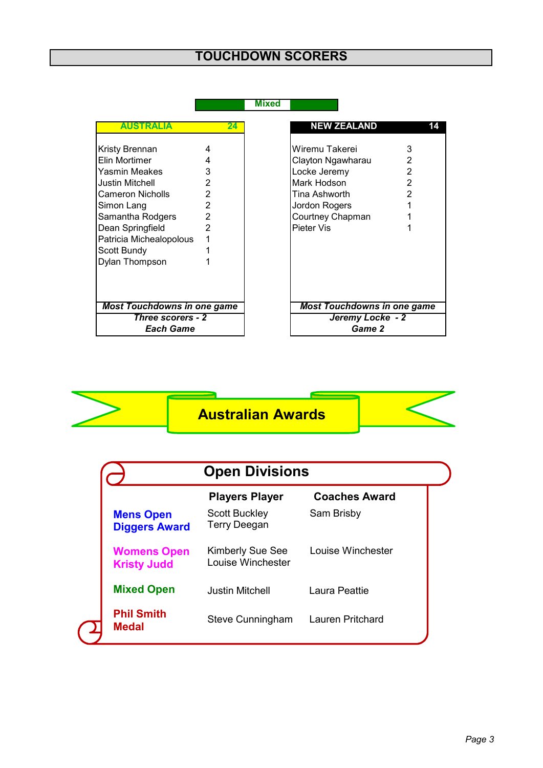# TOUCHDOWN SCORERS

## Mixed

| AUSTRALIA | 24 |
|---|---|
| Kristy Brennan | 4 |
| Elin Mortimer | 4 |
| Yasmin Meakes | 3 |
| Justin Mitchell | 2 |
| Cameron Nicholls | 2 |
| Simon Lang | 2 |
| Samantha Rodgers | 2 |
| Dean Springfield | 2 |
| Patricia Michealopolous | 1 |
| Scott Bundy | 1 |
| Dylan Thompson | 1 |

***Most Touchdowns in one game***
***Three scorers - 2***
***Each Game***

| NEW ZEALAND | 14 |
|---|---|
| Wiremu Takerei | 3 |
| Clayton Ngawharau | 2 |
| Locke Jeremy | 2 |
| Mark Hodson | 2 |
| Tina Ashworth | 2 |
| Jordon Rogers | 1 |
| Courtney Chapman | 1 |
| Pieter Vis | 1 |

***Most Touchdowns in one game***
***Jeremy Locke - 2***
***Game 2***

# Australian Awards

## Open Divisions

| | Players Player | Coaches Award |
|---|---|---|
| **Mens Open Diggers Award** | Scott Buckley<br>Terry Deegan | Sam Brisby |
| **Womens Open Kristy Judd** | Kimberly Sue See<br>Louise Winchester | Louise Winchester |
| **Mixed Open** | Justin Mitchell | Laura Peattie |
| **Phil Smith Medal** | Steve Cunningham | Lauren Pritchard |